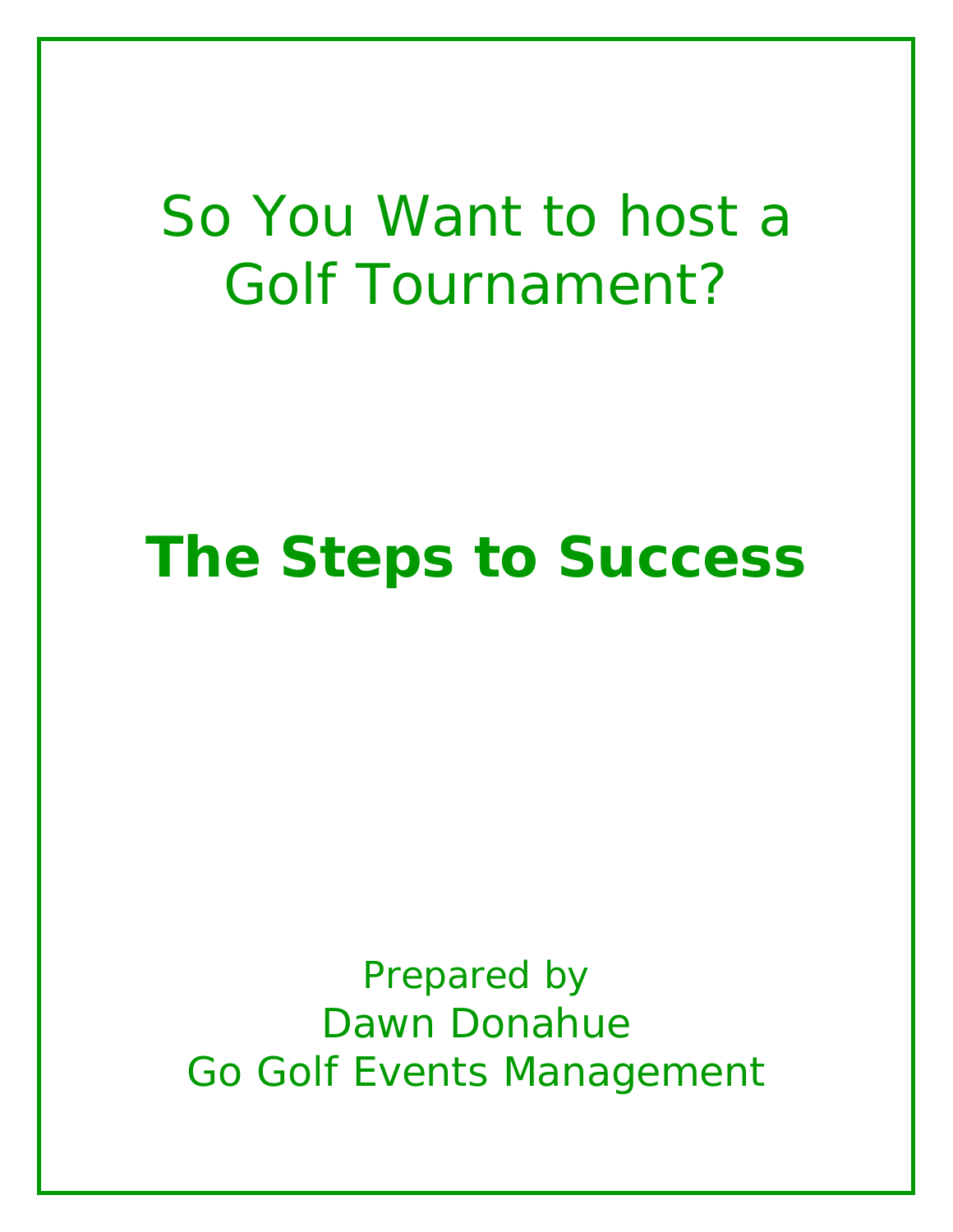# So You Want to host a Golf Tournament?

## **The Steps to Success**

Prepared by
Dawn Donahue
Go Golf Events Management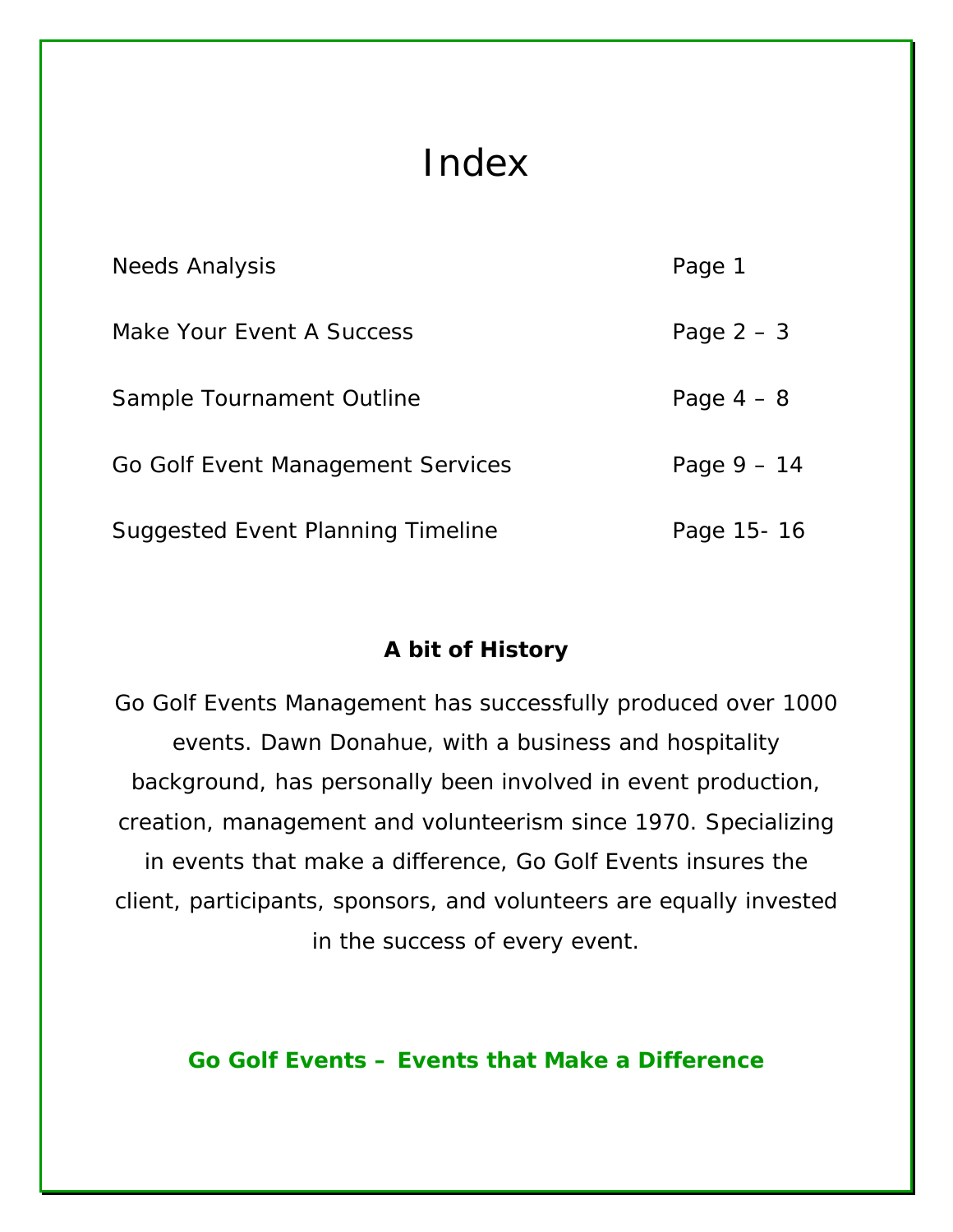# Index

| | |
|---|---|
| Needs Analysis | Page 1 |
| Make Your Event A Success | Page 2 – 3 |
| Sample Tournament Outline | Page 4 – 8 |
| Go Golf Event Management Services | Page 9 – 14 |
| Suggested Event Planning Timeline | Page 15- 16 |

**A bit of History**

Go Golf Events Management has successfully produced over 1000 events. Dawn Donahue, with a business and hospitality background, has personally been involved in event production, creation, management and volunteerism since 1970. Specializing in events that make a difference, Go Golf Events insures the client, participants, sponsors, and volunteers are equally invested in the success of every event.

**Go Golf Events – Events that Make a Difference**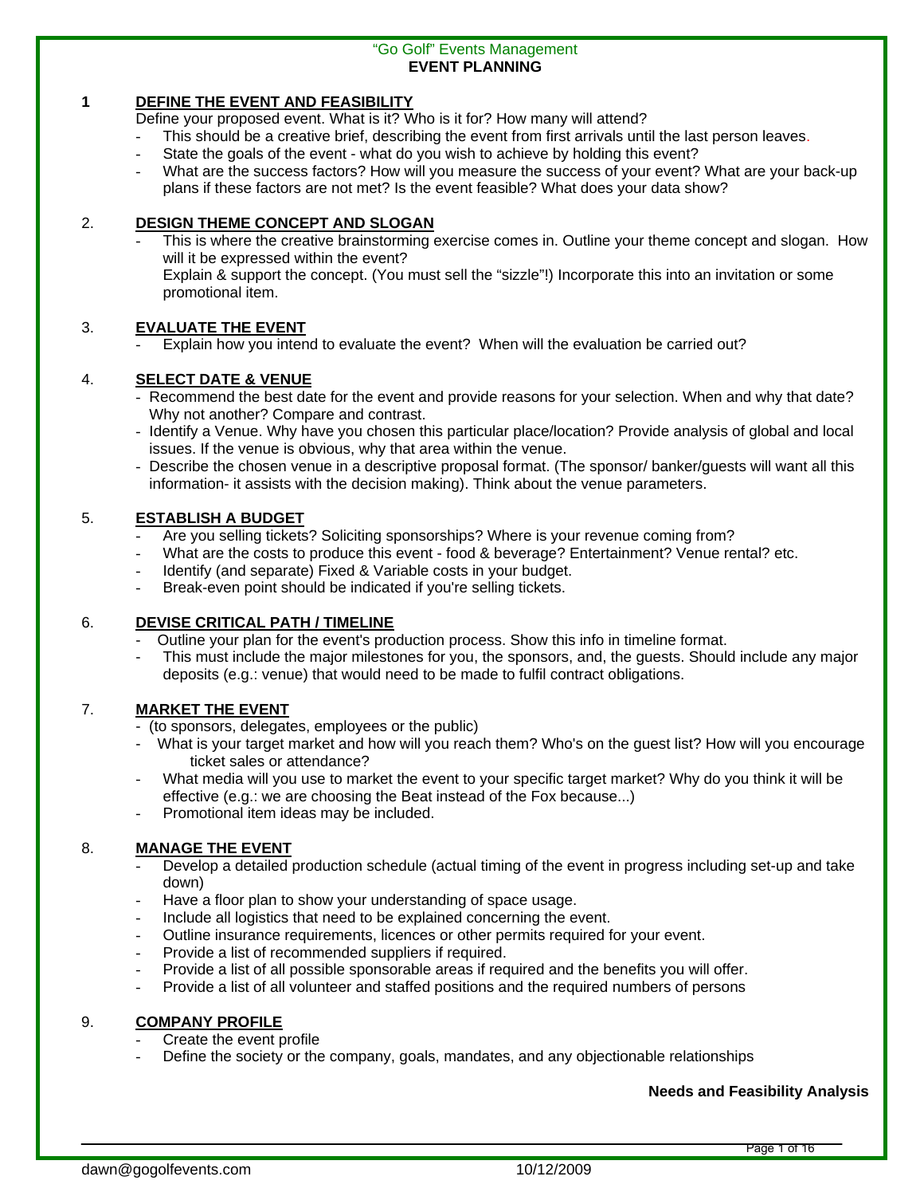"Go Golf" Events Management
**EVENT PLANNING**

## 1 DEFINE THE EVENT AND FEASIBILITY

Define your proposed event. What is it? Who is it for? How many will attend?

- This should be a creative brief, describing the event from first arrivals until the last person leaves.
- State the goals of the event - what do you wish to achieve by holding this event?
- What are the success factors? How will you measure the success of your event? What are your back-up plans if these factors are not met? Is the event feasible? What does your data show?

## 2. DESIGN THEME CONCEPT AND SLOGAN

- This is where the creative brainstorming exercise comes in. Outline your theme concept and slogan. How will it be expressed within the event?
  Explain & support the concept. (You must sell the "sizzle"!) Incorporate this into an invitation or some promotional item.

## 3. EVALUATE THE EVENT

- Explain how you intend to evaluate the event? When will the evaluation be carried out?

## 4. SELECT DATE & VENUE

- Recommend the best date for the event and provide reasons for your selection. When and why that date? Why not another? Compare and contrast.
- Identify a Venue. Why have you chosen this particular place/location? Provide analysis of global and local issues. If the venue is obvious, why that area within the venue.
- Describe the chosen venue in a descriptive proposal format. (The sponsor/ banker/guests will want all this information- it assists with the decision making). Think about the venue parameters.

## 5. ESTABLISH A BUDGET

- Are you selling tickets? Soliciting sponsorships? Where is your revenue coming from?
- What are the costs to produce this event - food & beverage? Entertainment? Venue rental? etc.
- Identify (and separate) Fixed & Variable costs in your budget.
- Break-even point should be indicated if you're selling tickets.

## 6. DEVISE CRITICAL PATH / TIMELINE

- Outline your plan for the event's production process. Show this info in timeline format.
- This must include the major milestones for you, the sponsors, and, the guests. Should include any major deposits (e.g.: venue) that would need to be made to fulfil contract obligations.

## 7. MARKET THE EVENT

- (to sponsors, delegates, employees or the public)
- What is your target market and how will you reach them? Who's on the guest list? How will you encourage ticket sales or attendance?
- What media will you use to market the event to your specific target market? Why do you think it will be effective (e.g.: we are choosing the Beat instead of the Fox because...)
- Promotional item ideas may be included.

## 8. MANAGE THE EVENT

- Develop a detailed production schedule (actual timing of the event in progress including set-up and take down)
- Have a floor plan to show your understanding of space usage.
- Include all logistics that need to be explained concerning the event.
- Outline insurance requirements, licences or other permits required for your event.
- Provide a list of recommended suppliers if required.
- Provide a list of all possible sponsorable areas if required and the benefits you will offer.
- Provide a list of all volunteer and staffed positions and the required numbers of persons

## 9. COMPANY PROFILE

- Create the event profile
- Define the society or the company, goals, mandates, and any objectionable relationships

**Needs and Feasibility Analysis**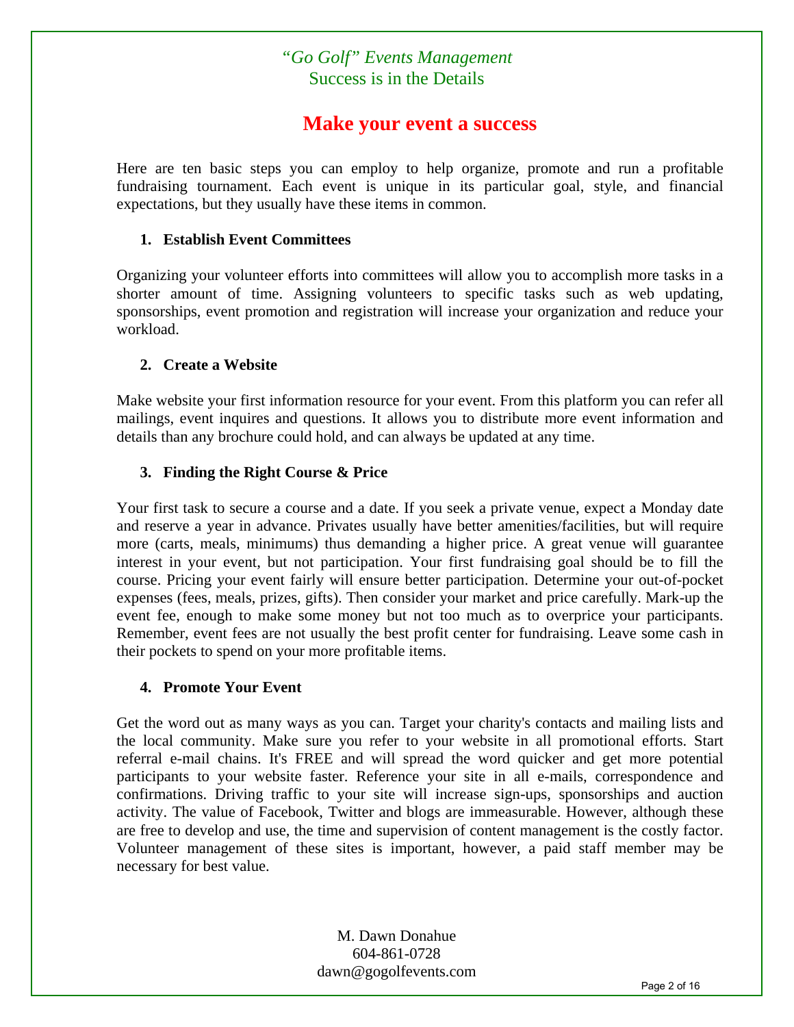# Make your event a success

Here are ten basic steps you can employ to help organize, promote and run a profitable fundraising tournament. Each event is unique in its particular goal, style, and financial expectations, but they usually have these items in common.

1. **Establish Event Committees**

Organizing your volunteer efforts into committees will allow you to accomplish more tasks in a shorter amount of time. Assigning volunteers to specific tasks such as web updating, sponsorships, event promotion and registration will increase your organization and reduce your workload.

2. **Create a Website**

Make website your first information resource for your event. From this platform you can refer all mailings, event inquires and questions. It allows you to distribute more event information and details than any brochure could hold, and can always be updated at any time.

3. **Finding the Right Course & Price**

Your first task to secure a course and a date. If you seek a private venue, expect a Monday date and reserve a year in advance. Privates usually have better amenities/facilities, but will require more (carts, meals, minimums) thus demanding a higher price. A great venue will guarantee interest in your event, but not participation. Your first fundraising goal should be to fill the course. Pricing your event fairly will ensure better participation. Determine your out-of-pocket expenses (fees, meals, prizes, gifts). Then consider your market and price carefully. Mark-up the event fee, enough to make some money but not too much as to overprice your participants. Remember, event fees are not usually the best profit center for fundraising. Leave some cash in their pockets to spend on your more profitable items.

4. **Promote Your Event**

Get the word out as many ways as you can. Target your charity's contacts and mailing lists and the local community. Make sure you refer to your website in all promotional efforts. Start referral e-mail chains. It's FREE and will spread the word quicker and get more potential participants to your website faster. Reference your site in all e-mails, correspondence and confirmations. Driving traffic to your site will increase sign-ups, sponsorships and auction activity. The value of Facebook, Twitter and blogs are immeasurable. However, although these are free to develop and use, the time and supervision of content management is the costly factor. Volunteer management of these sites is important, however, a paid staff member may be necessary for best value.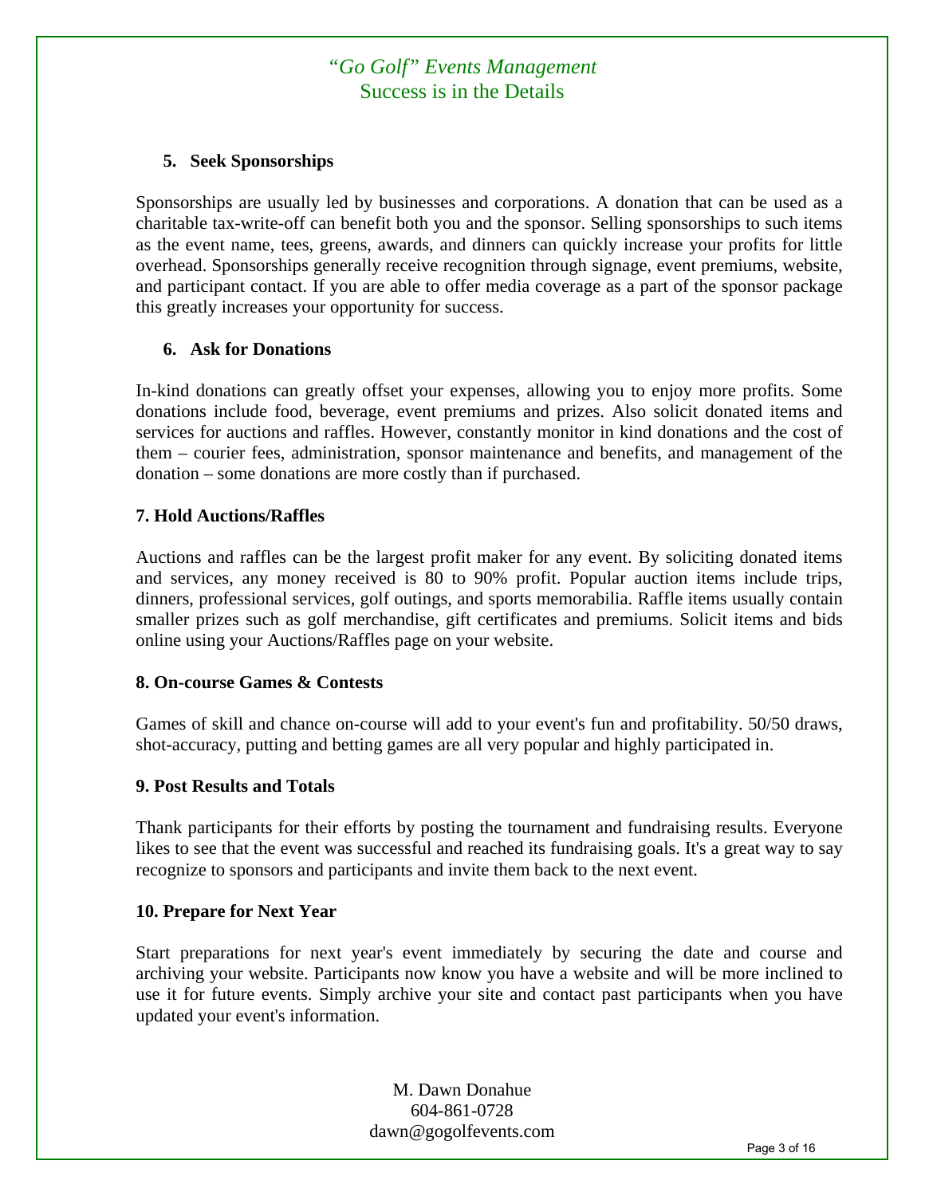### 5. Seek Sponsorships

Sponsorships are usually led by businesses and corporations. A donation that can be used as a charitable tax-write-off can benefit both you and the sponsor. Selling sponsorships to such items as the event name, tees, greens, awards, and dinners can quickly increase your profits for little overhead. Sponsorships generally receive recognition through signage, event premiums, website, and participant contact. If you are able to offer media coverage as a part of the sponsor package this greatly increases your opportunity for success.

### 6. Ask for Donations

In-kind donations can greatly offset your expenses, allowing you to enjoy more profits. Some donations include food, beverage, event premiums and prizes. Also solicit donated items and services for auctions and raffles. However, constantly monitor in kind donations and the cost of them – courier fees, administration, sponsor maintenance and benefits, and management of the donation – some donations are more costly than if purchased.

### 7. Hold Auctions/Raffles

Auctions and raffles can be the largest profit maker for any event. By soliciting donated items and services, any money received is 80 to 90% profit. Popular auction items include trips, dinners, professional services, golf outings, and sports memorabilia. Raffle items usually contain smaller prizes such as golf merchandise, gift certificates and premiums. Solicit items and bids online using your Auctions/Raffles page on your website.

### 8. On-course Games & Contests

Games of skill and chance on-course will add to your event's fun and profitability. 50/50 draws, shot-accuracy, putting and betting games are all very popular and highly participated in.

### 9. Post Results and Totals

Thank participants for their efforts by posting the tournament and fundraising results. Everyone likes to see that the event was successful and reached its fundraising goals. It's a great way to say recognize to sponsors and participants and invite them back to the next event.

### 10. Prepare for Next Year

Start preparations for next year's event immediately by securing the date and course and archiving your website. Participants now know you have a website and will be more inclined to use it for future events. Simply archive your site and contact past participants when you have updated your event's information.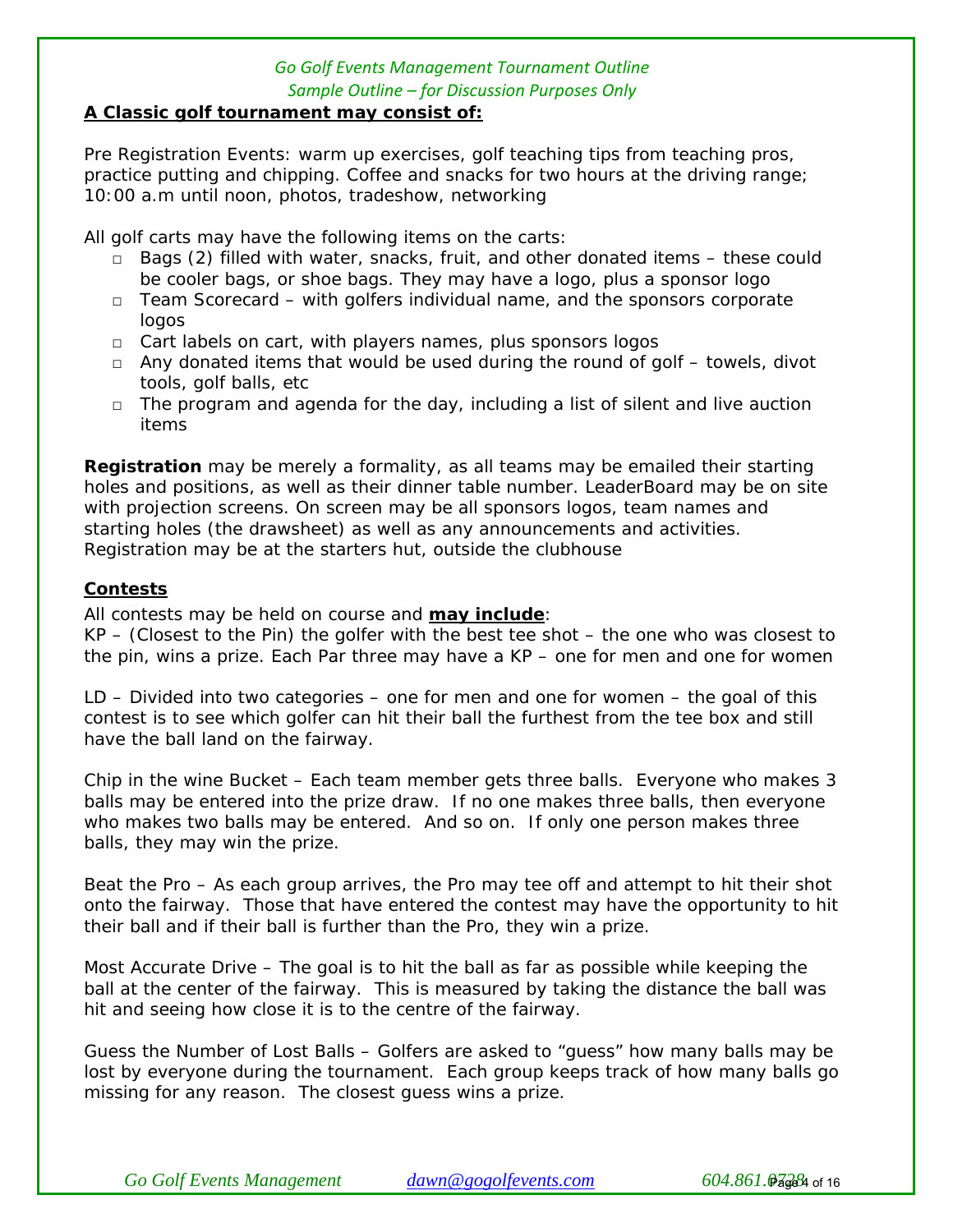**A Classic golf tournament may consist of:**

Pre Registration Events: warm up exercises, golf teaching tips from teaching pros, practice putting and chipping. Coffee and snacks for two hours at the driving range; 10:00 a.m until noon, photos, tradeshow, networking

All golf carts may have the following items on the carts:

- Bags (2) filled with water, snacks, fruit, and other donated items – these could be cooler bags, or shoe bags. They may have a logo, plus a sponsor logo
- Team Scorecard – with golfers individual name, and the sponsors corporate logos
- Cart labels on cart, with players names, plus sponsors logos
- Any donated items that would be used during the round of golf – towels, divot tools, golf balls, etc
- The program and agenda for the day, including a list of silent and live auction items

**Registration** may be merely a formality, as all teams may be emailed their starting holes and positions, as well as their dinner table number. LeaderBoard may be on site with projection screens. On screen may be all sponsors logos, team names and starting holes (the drawsheet) as well as any announcements and activities. Registration may be at the starters hut, outside the clubhouse

**Contests**

All contests may be held on course and **may include**:

KP – (Closest to the Pin) the golfer with the best tee shot – the one who was closest to the pin, wins a prize. Each Par three may have a KP – one for men and one for women

LD – Divided into two categories – one for men and one for women – the goal of this contest is to see which golfer can hit their ball the furthest from the tee box and still have the ball land on the fairway.

Chip in the wine Bucket – Each team member gets three balls. Everyone who makes 3 balls may be entered into the prize draw. If no one makes three balls, then everyone who makes two balls may be entered. And so on. If only one person makes three balls, they may win the prize.

Beat the Pro – As each group arrives, the Pro may tee off and attempt to hit their shot onto the fairway. Those that have entered the contest may have the opportunity to hit their ball and if their ball is further than the Pro, they win a prize.

Most Accurate Drive – The goal is to hit the ball as far as possible while keeping the ball at the center of the fairway. This is measured by taking the distance the ball was hit and seeing how close it is to the centre of the fairway.

Guess the Number of Lost Balls – Golfers are asked to "guess" how many balls may be lost by everyone during the tournament. Each group keeps track of how many balls go missing for any reason. The closest guess wins a prize.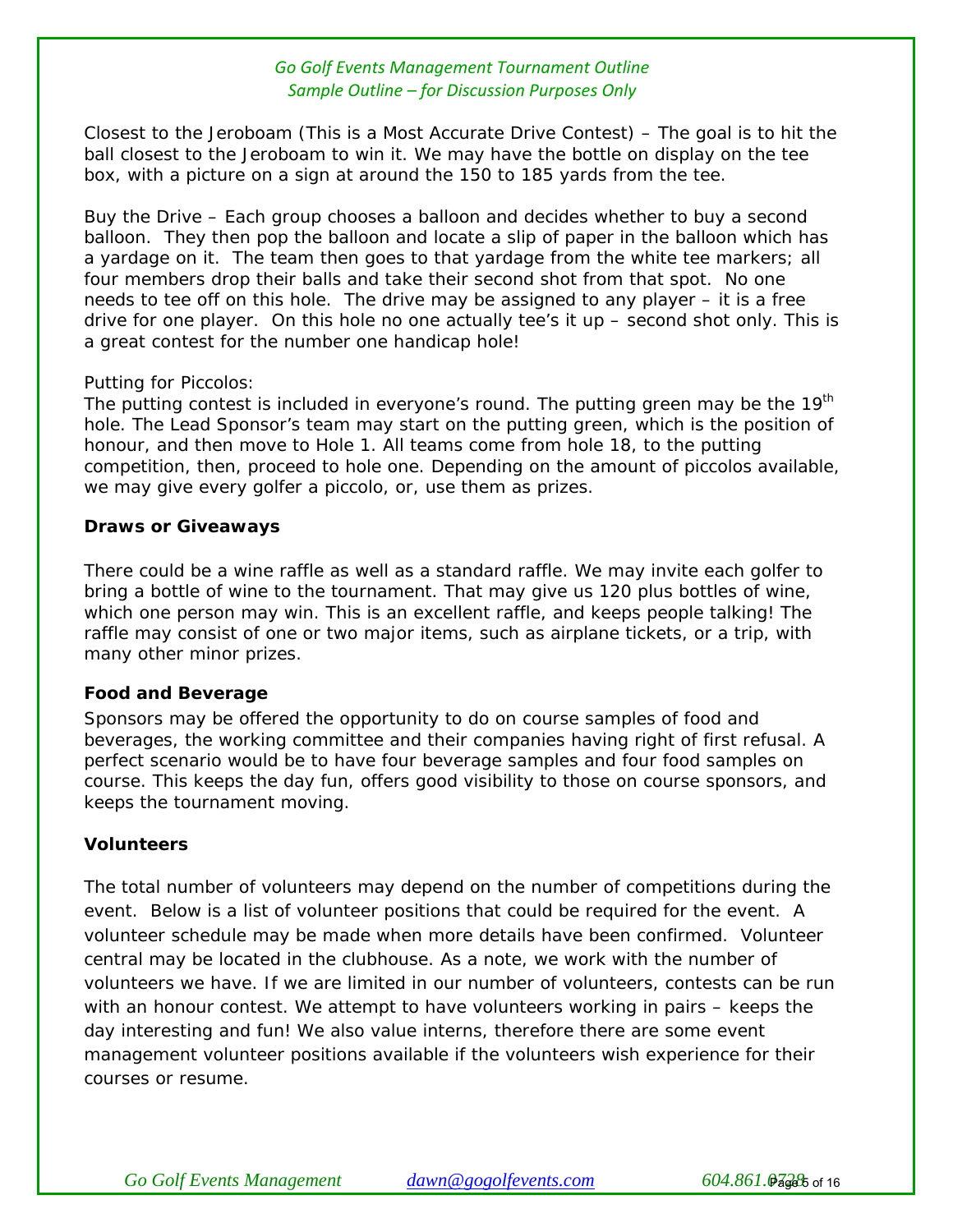Closest to the Jeroboam (This is a Most Accurate Drive Contest) – The goal is to hit the ball closest to the Jeroboam to win it. We may have the bottle on display on the tee box, with a picture on a sign at around the 150 to 185 yards from the tee.

Buy the Drive – Each group chooses a balloon and decides whether to buy a second balloon. They then pop the balloon and locate a slip of paper in the balloon which has a yardage on it. The team then goes to that yardage from the white tee markers; all four members drop their balls and take their second shot from that spot. No one needs to tee off on this hole. The drive may be assigned to any player – it is a free drive for one player. On this hole no one actually tee's it up – second shot only. This is a great contest for the number one handicap hole!

Putting for Piccolos:
The putting contest is included in everyone's round. The putting green may be the 19th hole. The Lead Sponsor's team may start on the putting green, which is the position of honour, and then move to Hole 1. All teams come from hole 18, to the putting competition, then, proceed to hole one. Depending on the amount of piccolos available, we may give every golfer a piccolo, or, use them as prizes.

**Draws or Giveaways**

There could be a wine raffle as well as a standard raffle. We may invite each golfer to bring a bottle of wine to the tournament. That may give us 120 plus bottles of wine, which one person may win. This is an excellent raffle, and keeps people talking! The raffle may consist of one or two major items, such as airplane tickets, or a trip, with many other minor prizes.

**Food and Beverage**

Sponsors may be offered the opportunity to do on course samples of food and beverages, the working committee and their companies having right of first refusal. A perfect scenario would be to have four beverage samples and four food samples on course. This keeps the day fun, offers good visibility to those on course sponsors, and keeps the tournament moving.

**Volunteers**

The total number of volunteers may depend on the number of competitions during the event. Below is a list of volunteer positions that could be required for the event. A volunteer schedule may be made when more details have been confirmed. Volunteer central may be located in the clubhouse. As a note, we work with the number of volunteers we have. If we are limited in our number of volunteers, contests can be run with an honour contest. We attempt to have volunteers working in pairs – keeps the day interesting and fun! We also value interns, therefore there are some event management volunteer positions available if the volunteers wish experience for their courses or resume.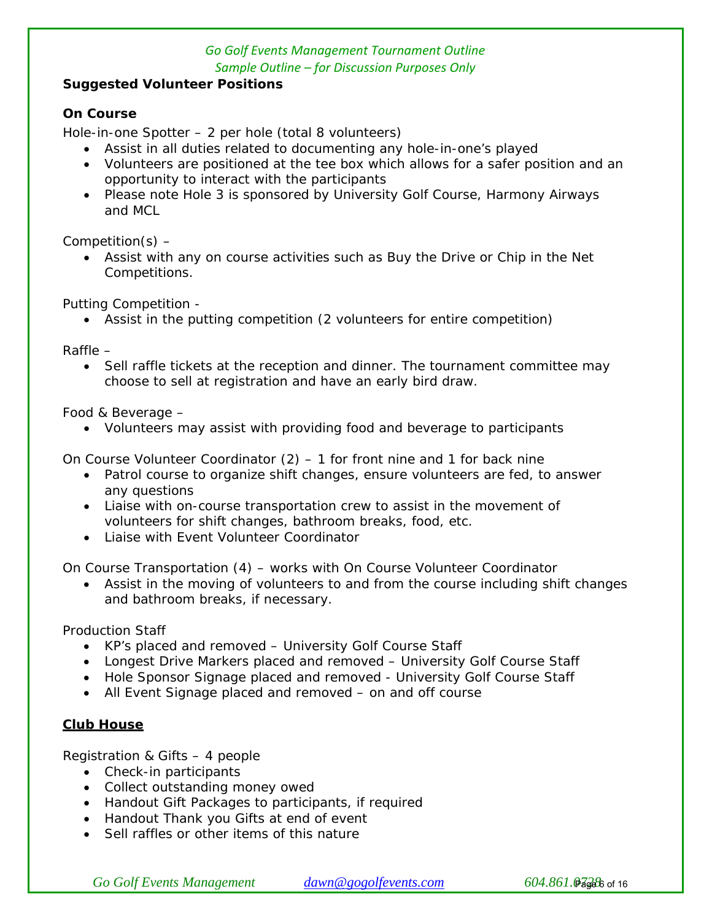## Suggested Volunteer Positions

### On Course

Hole-in-one Spotter – 2 per hole (total 8 volunteers)

- Assist in all duties related to documenting any hole-in-one's played
- Volunteers are positioned at the tee box which allows for a safer position and an opportunity to interact with the participants
- Please note Hole 3 is sponsored by University Golf Course, Harmony Airways and MCL

Competition(s) –

- Assist with any on course activities such as Buy the Drive or Chip in the Net Competitions.

Putting Competition -

- Assist in the putting competition (2 volunteers for entire competition)

Raffle –

- Sell raffle tickets at the reception and dinner. The tournament committee may choose to sell at registration and have an early bird draw.

Food & Beverage –

- Volunteers may assist with providing food and beverage to participants

On Course Volunteer Coordinator (2) – 1 for front nine and 1 for back nine

- Patrol course to organize shift changes, ensure volunteers are fed, to answer any questions
- Liaise with on-course transportation crew to assist in the movement of volunteers for shift changes, bathroom breaks, food, etc.
- Liaise with Event Volunteer Coordinator

On Course Transportation (4) – works with On Course Volunteer Coordinator

- Assist in the moving of volunteers to and from the course including shift changes and bathroom breaks, if necessary.

Production Staff

- KP's placed and removed – University Golf Course Staff
- Longest Drive Markers placed and removed – University Golf Course Staff
- Hole Sponsor Signage placed and removed - University Golf Course Staff
- All Event Signage placed and removed – on and off course

### <u>Club House</u>

Registration & Gifts – 4 people

- Check-in participants
- Collect outstanding money owed
- Handout Gift Packages to participants, if required
- Handout Thank you Gifts at end of event
- Sell raffles or other items of this nature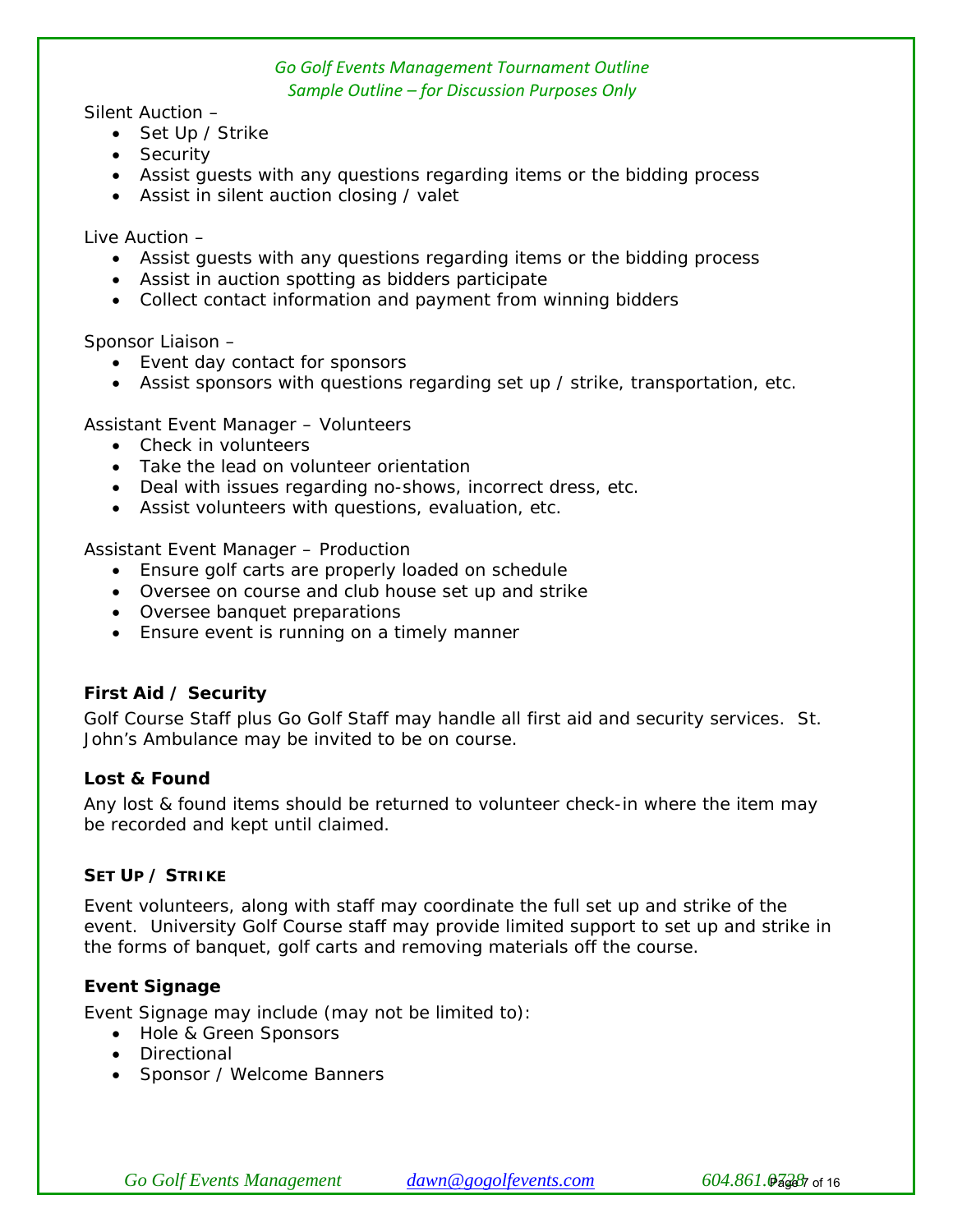Silent Auction –

- Set Up / Strike
- Security
- Assist guests with any questions regarding items or the bidding process
- Assist in silent auction closing / valet

Live Auction –

- Assist guests with any questions regarding items or the bidding process
- Assist in auction spotting as bidders participate
- Collect contact information and payment from winning bidders

Sponsor Liaison –

- Event day contact for sponsors
- Assist sponsors with questions regarding set up / strike, transportation, etc.

Assistant Event Manager – Volunteers

- Check in volunteers
- Take the lead on volunteer orientation
- Deal with issues regarding no-shows, incorrect dress, etc.
- Assist volunteers with questions, evaluation, etc.

Assistant Event Manager – Production

- Ensure golf carts are properly loaded on schedule
- Oversee on course and club house set up and strike
- Oversee banquet preparations
- Ensure event is running on a timely manner

**First Aid / Security**

Golf Course Staff plus Go Golf Staff may handle all first aid and security services. St. John's Ambulance may be invited to be on course.

**Lost & Found**

Any lost & found items should be returned to volunteer check-in where the item may be recorded and kept until claimed.

**SET UP / STRIKE**

Event volunteers, along with staff may coordinate the full set up and strike of the event. University Golf Course staff may provide limited support to set up and strike in the forms of banquet, golf carts and removing materials off the course.

**Event Signage**

Event Signage may include (may not be limited to):

- Hole & Green Sponsors
- Directional
- Sponsor / Welcome Banners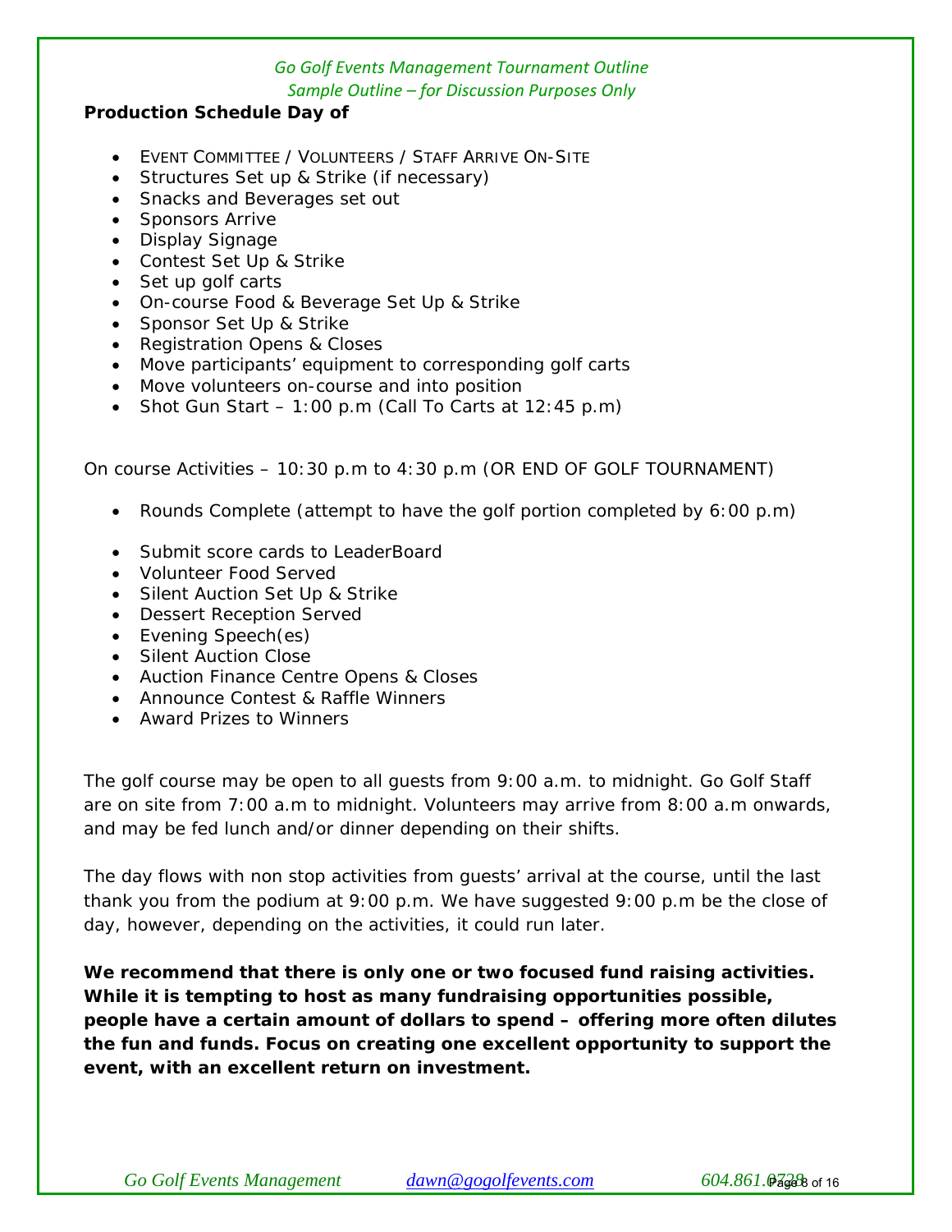**Production Schedule Day of**

- EVENT COMMITTEE / VOLUNTEERS / STAFF ARRIVE ON-SITE
- Structures Set up & Strike (if necessary)
- Snacks and Beverages set out
- Sponsors Arrive
- Display Signage
- Contest Set Up & Strike
- Set up golf carts
- On-course Food & Beverage Set Up & Strike
- Sponsor Set Up & Strike
- Registration Opens & Closes
- Move participants' equipment to corresponding golf carts
- Move volunteers on-course and into position
- Shot Gun Start – 1:00 p.m (Call To Carts at 12:45 p.m)

On course Activities – 10:30 p.m to 4:30 p.m (OR END OF GOLF TOURNAMENT)

- Rounds Complete (attempt to have the golf portion completed by 6:00 p.m)
- Submit score cards to LeaderBoard
- Volunteer Food Served
- Silent Auction Set Up & Strike
- Dessert Reception Served
- Evening Speech(es)
- Silent Auction Close
- Auction Finance Centre Opens & Closes
- Announce Contest & Raffle Winners
- Award Prizes to Winners

The golf course may be open to all guests from 9:00 a.m. to midnight. Go Golf Staff are on site from 7:00 a.m to midnight. Volunteers may arrive from 8:00 a.m onwards, and may be fed lunch and/or dinner depending on their shifts.

The day flows with non stop activities from guests' arrival at the course, until the last thank you from the podium at 9:00 p.m. We have suggested 9:00 p.m be the close of day, however, depending on the activities, it could run later.

**We recommend that there is only one or two focused fund raising activities. While it is tempting to host as many fundraising opportunities possible, people have a certain amount of dollars to spend – offering more often dilutes the fun and funds. Focus on creating one excellent opportunity to support the event, with an excellent return on investment.**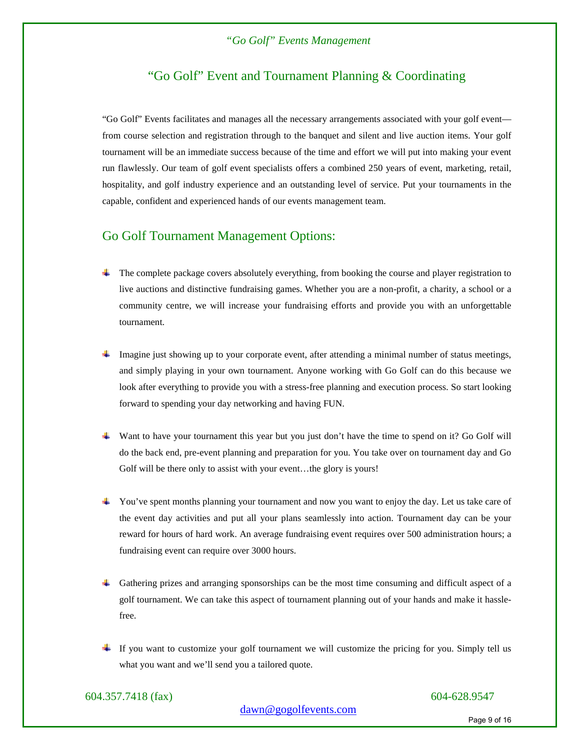## "Go Golf" Event and Tournament Planning & Coordinating

"Go Golf" Events facilitates and manages all the necessary arrangements associated with your golf event—from course selection and registration through to the banquet and silent and live auction items. Your golf tournament will be an immediate success because of the time and effort we will put into making your event run flawlessly. Our team of golf event specialists offers a combined 250 years of event, marketing, retail, hospitality, and golf industry experience and an outstanding level of service. Put your tournaments in the capable, confident and experienced hands of our events management team.

### Go Golf Tournament Management Options:

- The complete package covers absolutely everything, from booking the course and player registration to live auctions and distinctive fundraising games. Whether you are a non-profit, a charity, a school or a community centre, we will increase your fundraising efforts and provide you with an unforgettable tournament.

- Imagine just showing up to your corporate event, after attending a minimal number of status meetings, and simply playing in your own tournament. Anyone working with Go Golf can do this because we look after everything to provide you with a stress-free planning and execution process. So start looking forward to spending your day networking and having FUN.

- Want to have your tournament this year but you just don't have the time to spend on it? Go Golf will do the back end, pre-event planning and preparation for you. You take over on tournament day and Go Golf will be there only to assist with your event…the glory is yours!

- You've spent months planning your tournament and now you want to enjoy the day. Let us take care of the event day activities and put all your plans seamlessly into action. Tournament day can be your reward for hours of hard work. An average fundraising event requires over 500 administration hours; a fundraising event can require over 3000 hours.

- Gathering prizes and arranging sponsorships can be the most time consuming and difficult aspect of a golf tournament. We can take this aspect of tournament planning out of your hands and make it hassle-free.

- If you want to customize your golf tournament we will customize the pricing for you. Simply tell us what you want and we'll send you a tailored quote.

604.357.7418 (fax) 604-628.9547

dawn@gogolfevents.com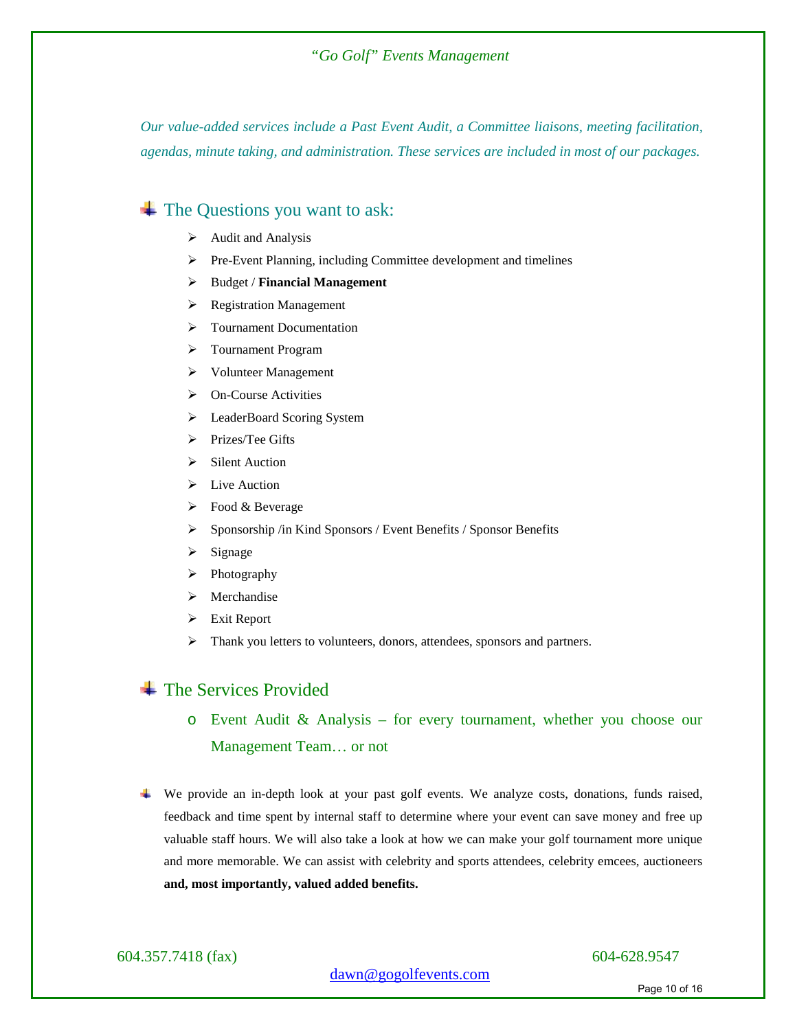*Our value-added services include a Past Event Audit, a Committee liaisons, meeting facilitation, agendas, minute taking, and administration. These services are included in most of our packages.*

## The Questions you want to ask:

- Audit and Analysis
- Pre-Event Planning, including Committee development and timelines
- Budget / **Financial Management**
- Registration Management
- Tournament Documentation
- Tournament Program
- Volunteer Management
- On-Course Activities
- LeaderBoard Scoring System
- Prizes/Tee Gifts
- Silent Auction
- Live Auction
- Food & Beverage
- Sponsorship /in Kind Sponsors / Event Benefits / Sponsor Benefits
- Signage
- Photography
- Merchandise
- Exit Report
- Thank you letters to volunteers, donors, attendees, sponsors and partners.

## The Services Provided

- Event Audit & Analysis – for every tournament, whether you choose our Management Team… or not

We provide an in-depth look at your past golf events. We analyze costs, donations, funds raised, feedback and time spent by internal staff to determine where your event can save money and free up valuable staff hours. We will also take a look at how we can make your golf tournament more unique and more memorable. We can assist with celebrity and sports attendees, celebrity emcees, auctioneers **and, most importantly, valued added benefits.**

604.357.7418 (fax) 604-628.9547

dawn@gogolfevents.com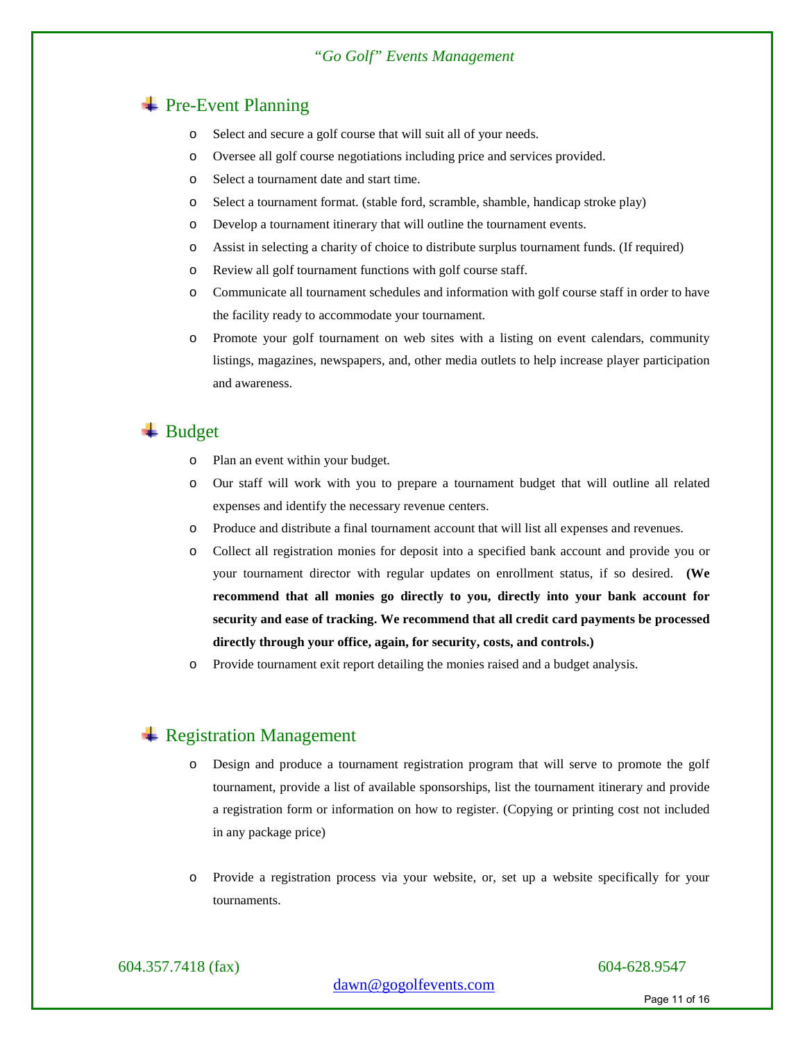## Pre-Event Planning

- Select and secure a golf course that will suit all of your needs.
- Oversee all golf course negotiations including price and services provided.
- Select a tournament date and start time.
- Select a tournament format. (stable ford, scramble, shamble, handicap stroke play)
- Develop a tournament itinerary that will outline the tournament events.
- Assist in selecting a charity of choice to distribute surplus tournament funds. (If required)
- Review all golf tournament functions with golf course staff.
- Communicate all tournament schedules and information with golf course staff in order to have the facility ready to accommodate your tournament.
- Promote your golf tournament on web sites with a listing on event calendars, community listings, magazines, newspapers, and, other media outlets to help increase player participation and awareness.

## Budget

- Plan an event within your budget.
- Our staff will work with you to prepare a tournament budget that will outline all related expenses and identify the necessary revenue centers.
- Produce and distribute a final tournament account that will list all expenses and revenues.
- Collect all registration monies for deposit into a specified bank account and provide you or your tournament director with regular updates on enrollment status, if so desired. **(We recommend that all monies go directly to you, directly into your bank account for security and ease of tracking. We recommend that all credit card payments be processed directly through your office, again, for security, costs, and controls.)**
- Provide tournament exit report detailing the monies raised and a budget analysis.

## Registration Management

- Design and produce a tournament registration program that will serve to promote the golf tournament, provide a list of available sponsorships, list the tournament itinerary and provide a registration form or information on how to register. (Copying or printing cost not included in any package price)
- Provide a registration process via your website, or, set up a website specifically for your tournaments.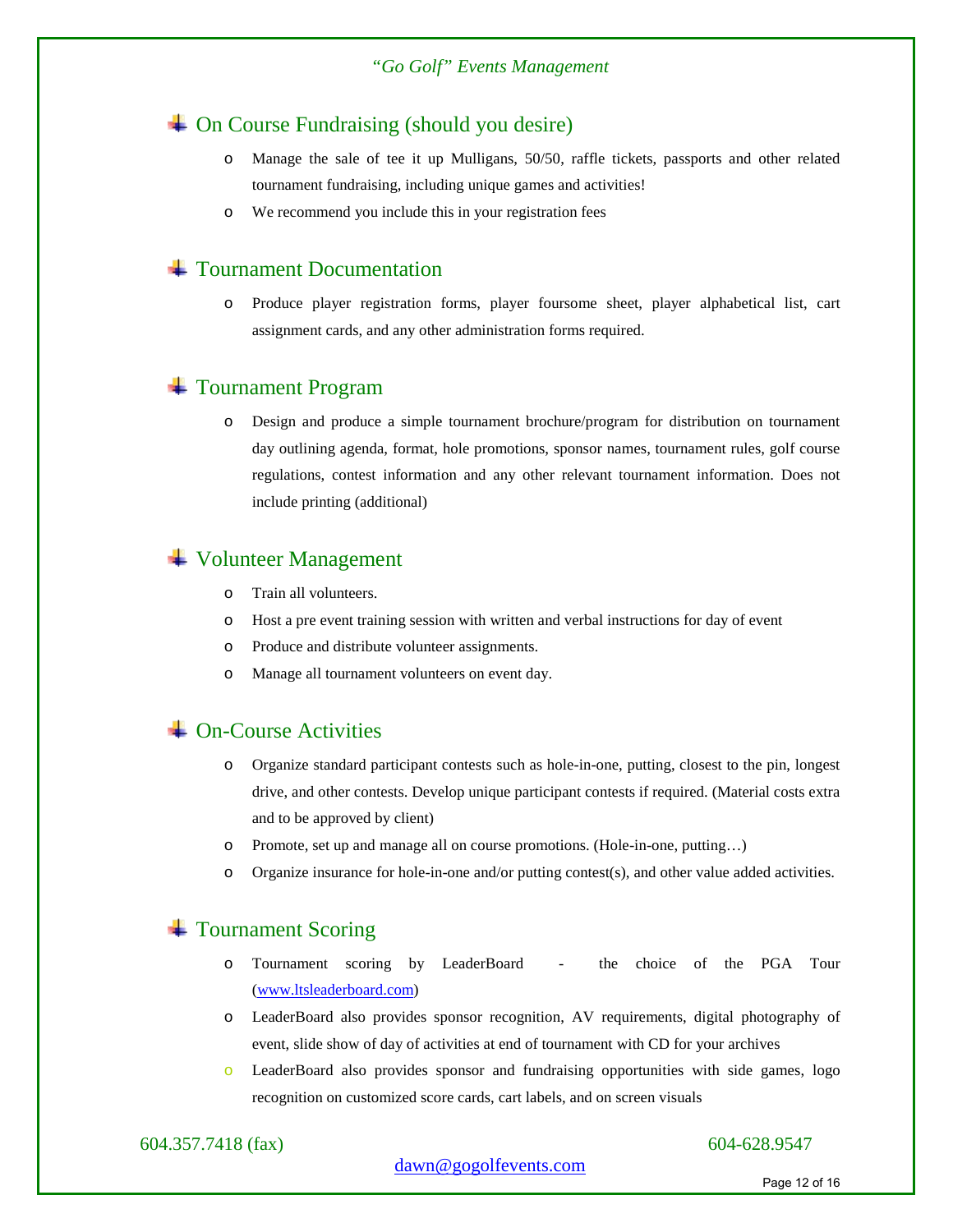## On Course Fundraising (should you desire)

- Manage the sale of tee it up Mulligans, 50/50, raffle tickets, passports and other related tournament fundraising, including unique games and activities!
- We recommend you include this in your registration fees

## Tournament Documentation

- Produce player registration forms, player foursome sheet, player alphabetical list, cart assignment cards, and any other administration forms required.

## Tournament Program

- Design and produce a simple tournament brochure/program for distribution on tournament day outlining agenda, format, hole promotions, sponsor names, tournament rules, golf course regulations, contest information and any other relevant tournament information. Does not include printing (additional)

## Volunteer Management

- Train all volunteers.
- Host a pre event training session with written and verbal instructions for day of event
- Produce and distribute volunteer assignments.
- Manage all tournament volunteers on event day.

## On-Course Activities

- Organize standard participant contests such as hole-in-one, putting, closest to the pin, longest drive, and other contests. Develop unique participant contests if required. (Material costs extra and to be approved by client)
- Promote, set up and manage all on course promotions. (Hole-in-one, putting…)
- Organize insurance for hole-in-one and/or putting contest(s), and other value added activities.

## Tournament Scoring

- Tournament scoring by LeaderBoard - the choice of the PGA Tour (www.ltsleaderboard.com)
- LeaderBoard also provides sponsor recognition, AV requirements, digital photography of event, slide show of day of activities at end of tournament with CD for your archives
- LeaderBoard also provides sponsor and fundraising opportunities with side games, logo recognition on customized score cards, cart labels, and on screen visuals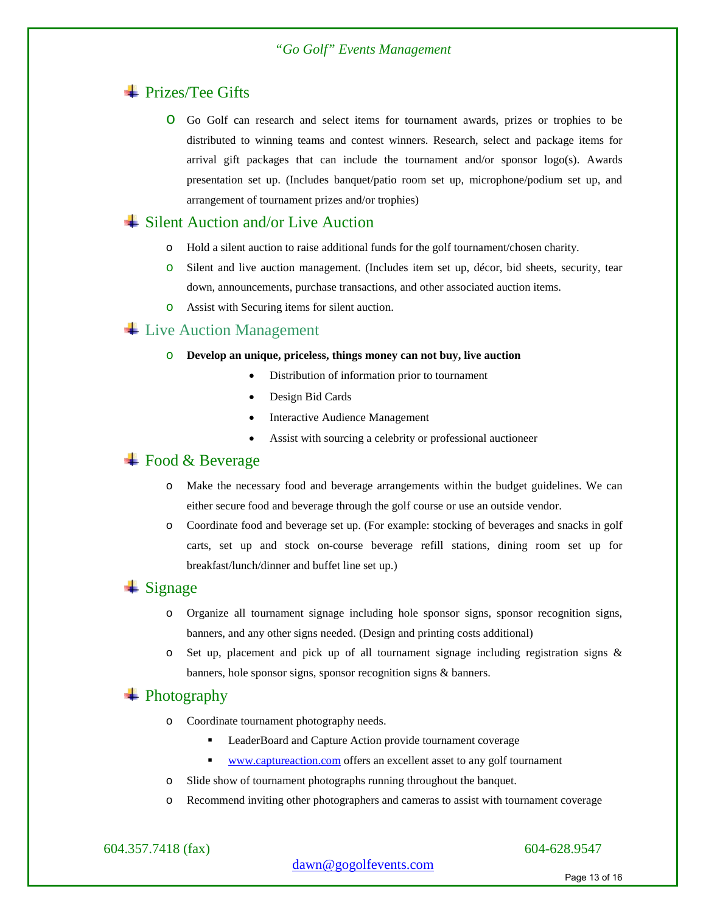## Prizes/Tee Gifts

- Go Golf can research and select items for tournament awards, prizes or trophies to be distributed to winning teams and contest winners. Research, select and package items for arrival gift packages that can include the tournament and/or sponsor logo(s). Awards presentation set up. (Includes banquet/patio room set up, microphone/podium set up, and arrangement of tournament prizes and/or trophies)

## Silent Auction and/or Live Auction

- Hold a silent auction to raise additional funds for the golf tournament/chosen charity.
- Silent and live auction management. (Includes item set up, décor, bid sheets, security, tear down, announcements, purchase transactions, and other associated auction items.
- Assist with Securing items for silent auction.

## Live Auction Management

- **Develop an unique, priceless, things money can not buy, live auction**
  - Distribution of information prior to tournament
  - Design Bid Cards
  - Interactive Audience Management
  - Assist with sourcing a celebrity or professional auctioneer

## Food & Beverage

- Make the necessary food and beverage arrangements within the budget guidelines. We can either secure food and beverage through the golf course or use an outside vendor.
- Coordinate food and beverage set up. (For example: stocking of beverages and snacks in golf carts, set up and stock on-course beverage refill stations, dining room set up for breakfast/lunch/dinner and buffet line set up.)

## Signage

- Organize all tournament signage including hole sponsor signs, sponsor recognition signs, banners, and any other signs needed. (Design and printing costs additional)
- Set up, placement and pick up of all tournament signage including registration signs & banners, hole sponsor signs, sponsor recognition signs & banners.

## Photography

- Coordinate tournament photography needs.
  - LeaderBoard and Capture Action provide tournament coverage
  - www.captureaction.com offers an excellent asset to any golf tournament
- Slide show of tournament photographs running throughout the banquet.
- Recommend inviting other photographers and cameras to assist with tournament coverage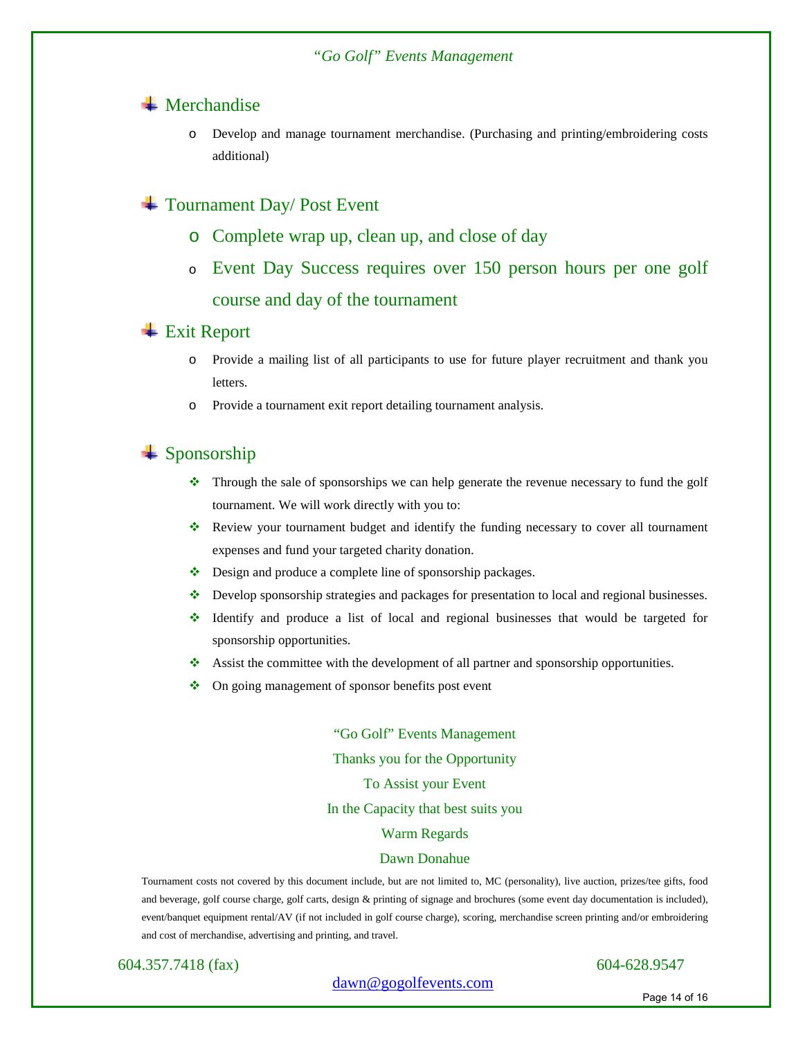## Merchandise

- Develop and manage tournament merchandise. (Purchasing and printing/embroidering costs additional)

## Tournament Day/ Post Event

- Complete wrap up, clean up, and close of day
- Event Day Success requires over 150 person hours per one golf course and day of the tournament

## Exit Report

- Provide a mailing list of all participants to use for future player recruitment and thank you letters.
- Provide a tournament exit report detailing tournament analysis.

## Sponsorship

- Through the sale of sponsorships we can help generate the revenue necessary to fund the golf tournament. We will work directly with you to:
- Review your tournament budget and identify the funding necessary to cover all tournament expenses and fund your targeted charity donation.
- Design and produce a complete line of sponsorship packages.
- Develop sponsorship strategies and packages for presentation to local and regional businesses.
- Identify and produce a list of local and regional businesses that would be targeted for sponsorship opportunities.
- Assist the committee with the development of all partner and sponsorship opportunities.
- On going management of sponsor benefits post event

“Go Golf” Events Management
Thanks you for the Opportunity
To Assist your Event
In the Capacity that best suits you
Warm Regards
Dawn Donahue

Tournament costs not covered by this document include, but are not limited to, MC (personality), live auction, prizes/tee gifts, food and beverage, golf course charge, golf carts, design & printing of signage and brochures (some event day documentation is included), event/banquet equipment rental/AV (if not included in golf course charge), scoring, merchandise screen printing and/or embroidering and cost of merchandise, advertising and printing, and travel.

604.357.7418 (fax) 604-628.9547

dawn@gogolfevents.com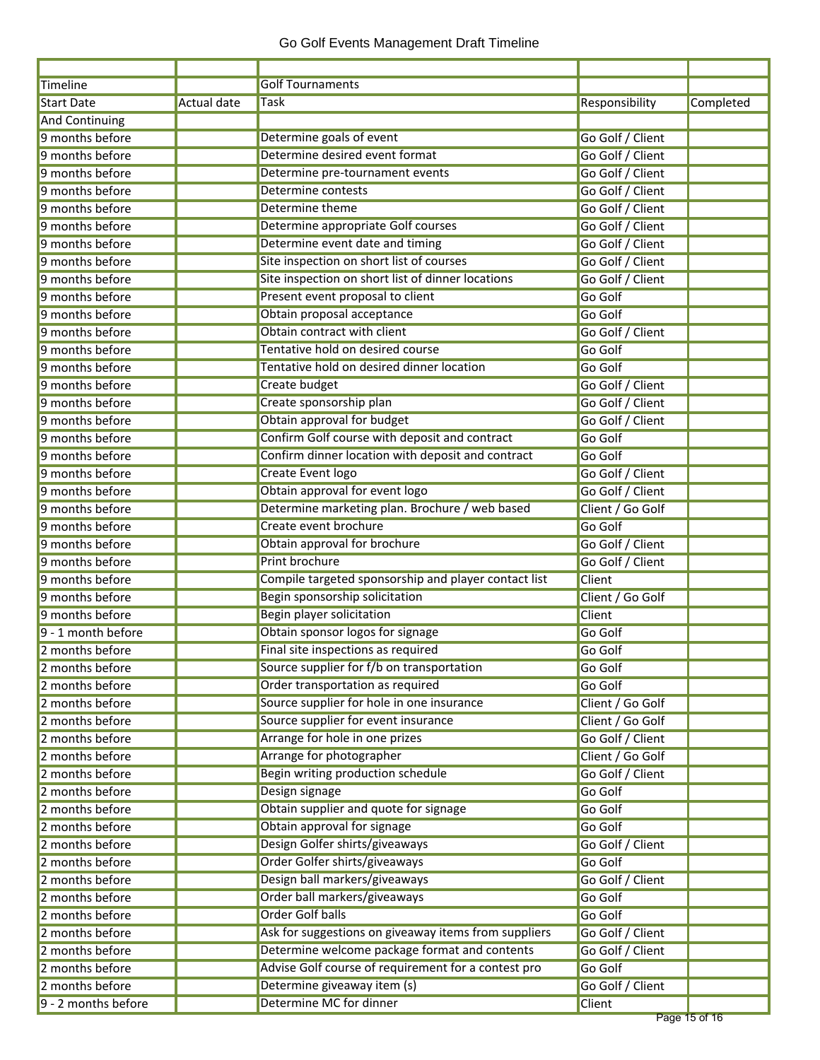# Go Golf Events Management Draft Timeline

| | | | | |
|---|---|---|---|---|
| Timeline | | Golf Tournaments | | |
| Start Date | Actual date | Task | Responsibility | Completed |
| And Continuing | | | | |
| 9 months before | | Determine goals of event | Go Golf / Client | |
| 9 months before | | Determine desired event format | Go Golf / Client | |
| 9 months before | | Determine pre-tournament events | Go Golf / Client | |
| 9 months before | | Determine contests | Go Golf / Client | |
| 9 months before | | Determine theme | Go Golf / Client | |
| 9 months before | | Determine appropriate Golf courses | Go Golf / Client | |
| 9 months before | | Determine event date and timing | Go Golf / Client | |
| 9 months before | | Site inspection on short list of courses | Go Golf / Client | |
| 9 months before | | Site inspection on short list of dinner locations | Go Golf / Client | |
| 9 months before | | Present event proposal to client | Go Golf | |
| 9 months before | | Obtain proposal acceptance | Go Golf | |
| 9 months before | | Obtain contract with client | Go Golf / Client | |
| 9 months before | | Tentative hold on desired course | Go Golf | |
| 9 months before | | Tentative hold on desired dinner location | Go Golf | |
| 9 months before | | Create budget | Go Golf / Client | |
| 9 months before | | Create sponsorship plan | Go Golf / Client | |
| 9 months before | | Obtain approval for budget | Go Golf / Client | |
| 9 months before | | Confirm Golf course with deposit and contract | Go Golf | |
| 9 months before | | Confirm dinner location with deposit and contract | Go Golf | |
| 9 months before | | Create Event logo | Go Golf / Client | |
| 9 months before | | Obtain approval for event logo | Go Golf / Client | |
| 9 months before | | Determine marketing plan. Brochure / web based | Client / Go Golf | |
| 9 months before | | Create event brochure | Go Golf | |
| 9 months before | | Obtain approval for brochure | Go Golf / Client | |
| 9 months before | | Print brochure | Go Golf / Client | |
| 9 months before | | Compile targeted sponsorship and player contact list | Client | |
| 9 months before | | Begin sponsorship solicitation | Client / Go Golf | |
| 9 months before | | Begin player solicitation | Client | |
| 9 - 1 month before | | Obtain sponsor logos for signage | Go Golf | |
| 2 months before | | Final site inspections as required | Go Golf | |
| 2 months before | | Source supplier for f/b on transportation | Go Golf | |
| 2 months before | | Order transportation as required | Go Golf | |
| 2 months before | | Source supplier for hole in one insurance | Client / Go Golf | |
| 2 months before | | Source supplier for event insurance | Client / Go Golf | |
| 2 months before | | Arrange for hole in one prizes | Go Golf / Client | |
| 2 months before | | Arrange for photographer | Client / Go Golf | |
| 2 months before | | Begin writing production schedule | Go Golf / Client | |
| 2 months before | | Design signage | Go Golf | |
| 2 months before | | Obtain supplier and quote for signage | Go Golf | |
| 2 months before | | Obtain approval for signage | Go Golf | |
| 2 months before | | Design Golfer shirts/giveaways | Go Golf / Client | |
| 2 months before | | Order Golfer shirts/giveaways | Go Golf | |
| 2 months before | | Design ball markers/giveaways | Go Golf / Client | |
| 2 months before | | Order ball markers/giveaways | Go Golf | |
| 2 months before | | Order Golf balls | Go Golf | |
| 2 months before | | Ask for suggestions on giveaway items from suppliers | Go Golf / Client | |
| 2 months before | | Determine welcome package format and contents | Go Golf / Client | |
| 2 months before | | Advise Golf course of requirement for a contest pro | Go Golf | |
| 2 months before | | Determine giveaway item (s) | Go Golf / Client | |
| 9 - 2 months before | | Determine MC for dinner | Client | |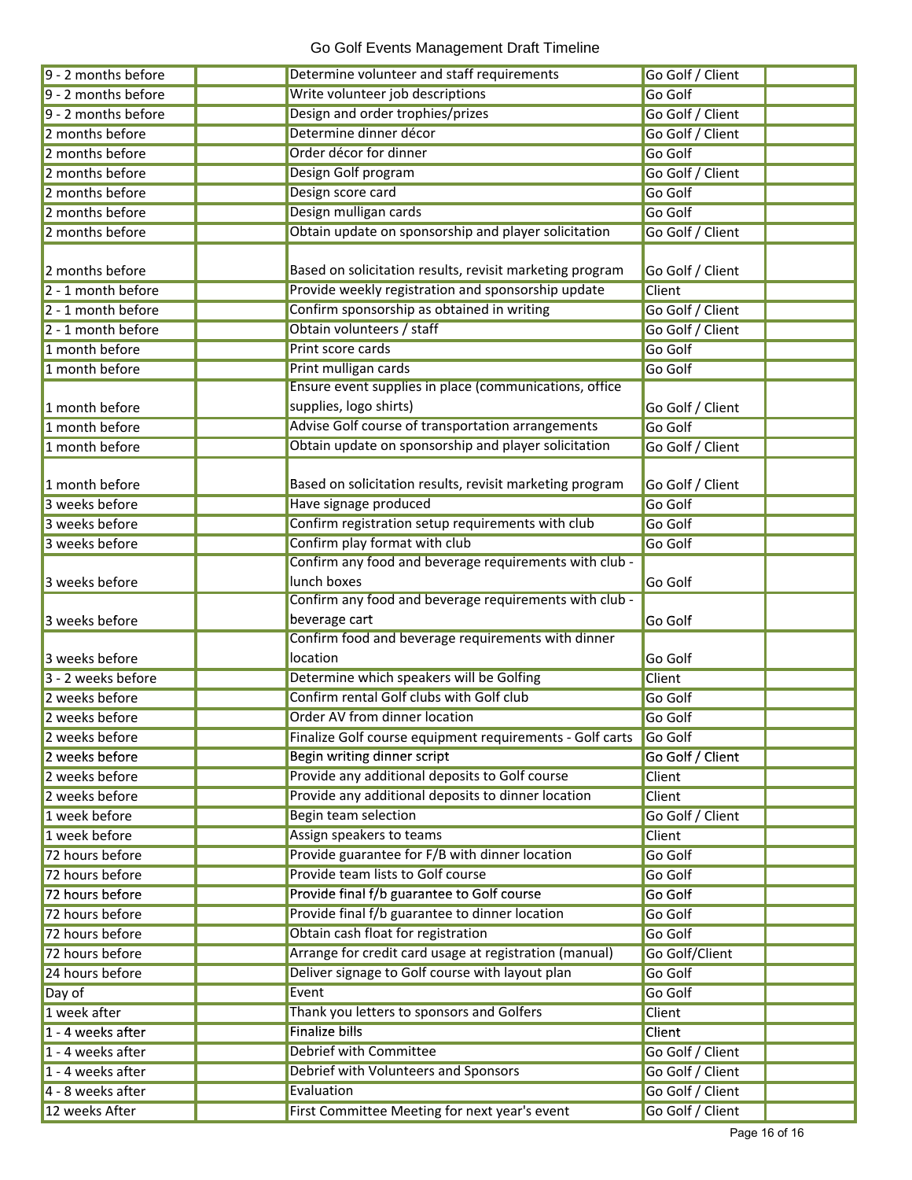| | | | | |
|---|---|---|---|---|
| 9 - 2 months before | | Determine volunteer and staff requirements | Go Golf / Client | |
| 9 - 2 months before | | Write volunteer job descriptions | Go Golf | |
| 9 - 2 months before | | Design and order trophies/prizes | Go Golf / Client | |
| 2 months before | | Determine dinner décor | Go Golf / Client | |
| 2 months before | | Order décor for dinner | Go Golf | |
| 2 months before | | Design Golf program | Go Golf / Client | |
| 2 months before | | Design score card | Go Golf | |
| 2 months before | | Design mulligan cards | Go Golf | |
| 2 months before | | Obtain update on sponsorship and player solicitation | Go Golf / Client | |
| 2 months before | | Based on solicitation results, revisit marketing program | Go Golf / Client | |
| 2 - 1 month before | | Provide weekly registration and sponsorship update | Client | |
| 2 - 1 month before | | Confirm sponsorship as obtained in writing | Go Golf / Client | |
| 2 - 1 month before | | Obtain volunteers / staff | Go Golf / Client | |
| 1 month before | | Print score cards | Go Golf | |
| 1 month before | | Print mulligan cards | Go Golf | |
| 1 month before | | Ensure event supplies in place (communications, office supplies, logo shirts) | Go Golf / Client | |
| 1 month before | | Advise Golf course of transportation arrangements | Go Golf | |
| 1 month before | | Obtain update on sponsorship and player solicitation | Go Golf / Client | |
| 1 month before | | Based on solicitation results, revisit marketing program | Go Golf / Client | |
| 3 weeks before | | Have signage produced | Go Golf | |
| 3 weeks before | | Confirm registration setup requirements with club | Go Golf | |
| 3 weeks before | | Confirm play format with club | Go Golf | |
| 3 weeks before | | Confirm any food and beverage requirements with club - lunch boxes | Go Golf | |
| 3 weeks before | | Confirm any food and beverage requirements with club - beverage cart | Go Golf | |
| 3 weeks before | | Confirm food and beverage requirements with dinner location | Go Golf | |
| 3 - 2 weeks before | | Determine which speakers will be Golfing | Client | |
| 2 weeks before | | Confirm rental Golf clubs with Golf club | Go Golf | |
| 2 weeks before | | Order AV from dinner location | Go Golf | |
| 2 weeks before | | Finalize Golf course equipment requirements - Golf carts | Go Golf | |
| 2 weeks before | | Begin writing dinner script | Go Golf / Client | |
| 2 weeks before | | Provide any additional deposits to Golf course | Client | |
| 2 weeks before | | Provide any additional deposits to dinner location | Client | |
| 1 week before | | Begin team selection | Go Golf / Client | |
| 1 week before | | Assign speakers to teams | Client | |
| 72 hours before | | Provide guarantee for F/B with dinner location | Go Golf | |
| 72 hours before | | Provide team lists to Golf course | Go Golf | |
| 72 hours before | | Provide final f/b guarantee to Golf course | Go Golf | |
| 72 hours before | | Provide final f/b guarantee to dinner location | Go Golf | |
| 72 hours before | | Obtain cash float for registration | Go Golf | |
| 72 hours before | | Arrange for credit card usage at registration (manual) | Go Golf/Client | |
| 24 hours before | | Deliver signage to Golf course with layout plan | Go Golf | |
| Day of | | Event | Go Golf | |
| 1 week after | | Thank you letters to sponsors and Golfers | Client | |
| 1 - 4 weeks after | | Finalize bills | Client | |
| 1 - 4 weeks after | | Debrief with Committee | Go Golf / Client | |
| 1 - 4 weeks after | | Debrief with Volunteers and Sponsors | Go Golf / Client | |
| 4 - 8 weeks after | | Evaluation | Go Golf / Client | |
| 12 weeks After | | First Committee Meeting for next year's event | Go Golf / Client | |